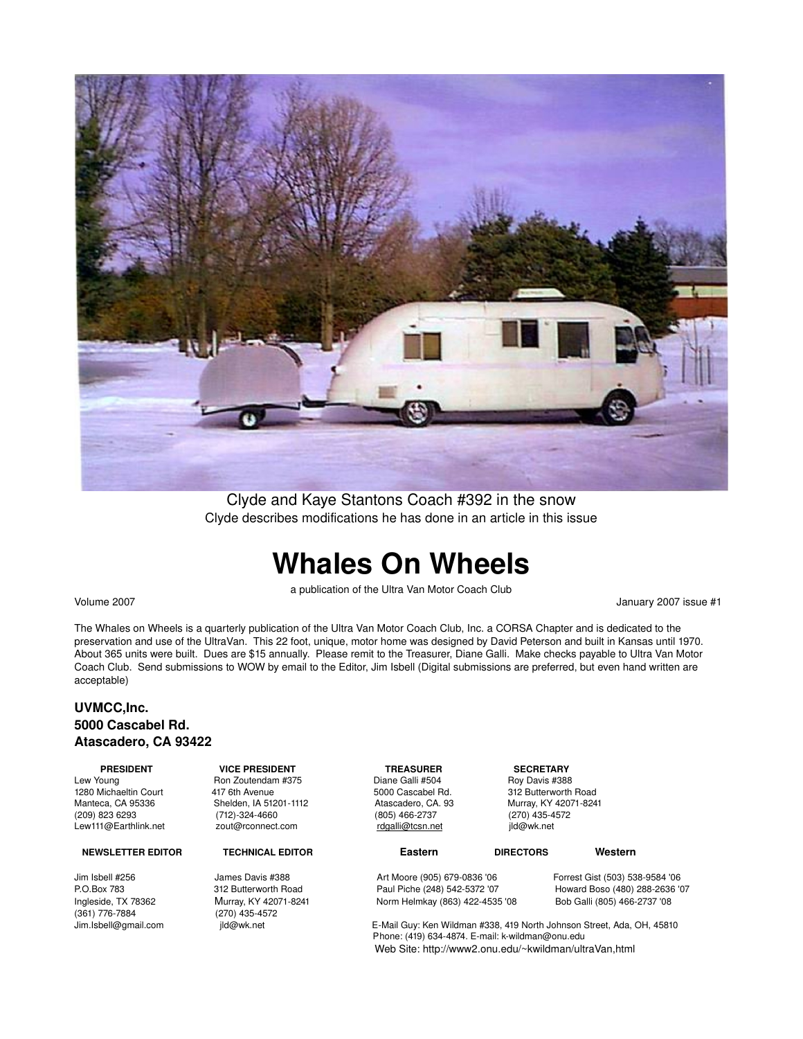Clyde and Kaye Stantons Coach #392 in the snow

Clyde describes modifications he has done in an article in this issue

# Whales On Wheels

a publication of the Ultra Van Motor Coach Club

Volume 2007 — January 2007 issue #1

The Whales on Wheels is a quarterly publication of the Ultra Van Motor Coach Club, Inc. a CORSA Chapter and is dedicated to the preservation and use of the UltraVan. This 22 foot, unique, motor home was designed by David Peterson and built in Kansas until 1970. About 365 units were built. Dues are $15 annually. Please remit to the Treasurer, Diane Galli. Make checks payable to Ultra Van Motor Coach Club. Send submissions to WOW by email to the Editor, Jim Isbell (Digital submissions are preferred, but even hand written are acceptable)

**UVMCC,Inc.**
**5000 Cascabel Rd.**
**Atascadero, CA 93422**

| PRESIDENT | VICE PRESIDENT | TREASURER | SECRETARY |
|---|---|---|---|
| Lew Young | Ron Zoutendam #375 | Diane Galli #504 | Roy Davis #388 |
| 1280 Michaeltin Court | 417 6th Avenue | 5000 Cascabel Rd. | 312 Butterworth Road |
| Manteca, CA 95336 | Shelden, IA 51201-1112 | Atascadero, CA. 93 | Murray, KY 42071-8241 |
| (209) 823 6293 | (712)-324-4660 | (805) 466-2737 | (270) 435-4572 |
| Lew111@Earthlink.net | zout@rconnect.com | rdgalli@tcsn.net | jld@wk.net |

| NEWSLETTER EDITOR | TECHNICAL EDITOR |
|---|---|
| Jim Isbell #256 | James Davis #388 |
| P.O.Box 783 | 312 Butterworth Road |
| Ingleside, TX 78362 | Murray, KY 42071-8241 |
| (361) 776-7884 | (270) 435-4572 |
| Jim.Isbell@gmail.com | jld@wk.net |

**DIRECTORS**

| Eastern | Western |
|---|---|
| Art Moore (905) 679-0836 '06 | Forrest Gist (503) 538-9584 '06 |
| Paul Piche (248) 542-5372 '07 | Howard Boso (480) 288-2636 '07 |
| Norm Helmkay (863) 422-4535 '08 | Bob Galli (805) 466-2737 '08 |

E-Mail Guy: Ken Wildman #338, 419 North Johnson Street, Ada, OH, 45810
Phone: (419) 634-4874. E-mail: k-wildman@onu.edu
Web Site: http://www2.onu.edu/~kwildman/ultraVan,html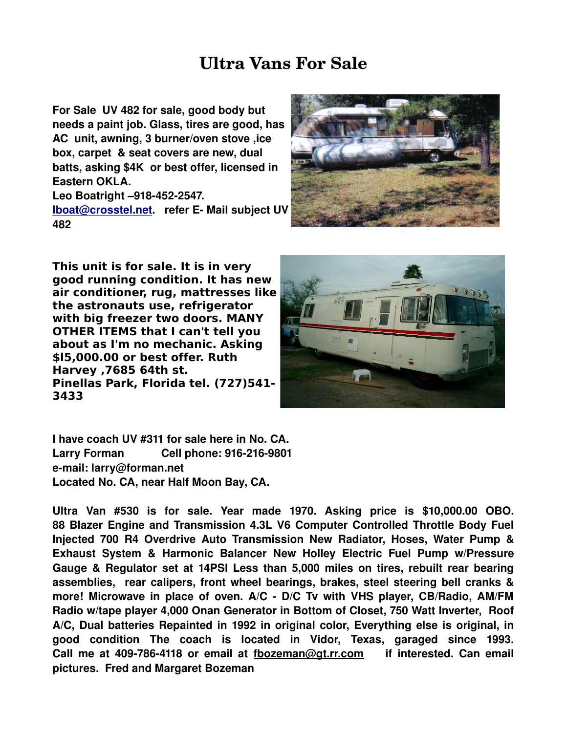# Ultra Vans For Sale

**For Sale UV 482 for sale, good body but needs a paint job. Glass, tires are good, has AC unit, awning, 3 burner/oven stove ,ice box, carpet & seat covers are new, dual batts, asking $4K or best offer, licensed in Eastern OKLA.**
**Leo Boatright –918-452-2547.**
**[lboat@crosstel.net](mailto:lboat@crosstel.net). refer E- Mail subject UV 482**

**This unit is for sale. It is in very good running condition. It has new air conditioner, rug, mattresses like the astronauts use, refrigerator with big freezer two doors. MANY OTHER ITEMS that I can't tell you about as I'm no mechanic. Asking $l5,000.00 or best offer. Ruth Harvey ,7685 64th st.**
**Pinellas Park, Florida tel. (727)541-3433**

**I have coach UV #311 for sale here in No. CA.**
**Larry Forman Cell phone: 916-216-9801**
**e-mail: larry@forman.net**
**Located No. CA, near Half Moon Bay, CA.**

**Ultra Van #530 is for sale. Year made 1970. Asking price is $10,000.00 OBO. 88 Blazer Engine and Transmission 4.3L V6 Computer Controlled Throttle Body Fuel Injected 700 R4 Overdrive Auto Transmission New Radiator, Hoses, Water Pump & Exhaust System & Harmonic Balancer New Holley Electric Fuel Pump w/Pressure Gauge & Regulator set at 14PSI Less than 5,000 miles on tires, rebuilt rear bearing assemblies, rear calipers, front wheel bearings, brakes, steel steering bell cranks & more! Microwave in place of oven. A/C - D/C Tv with VHS player, CB/Radio, AM/FM Radio w/tape player 4,000 Onan Generator in Bottom of Closet, 750 Watt Inverter, Roof A/C, Dual batteries Repainted in 1992 in original color, Everything else is original, in good condition The coach is located in Vidor, Texas, garaged since 1993. Call me at 409-786-4118 or email at [fbozeman@gt.rr.com](mailto:fbozeman@gt.rr.com) if interested. Can email pictures. Fred and Margaret Bozeman**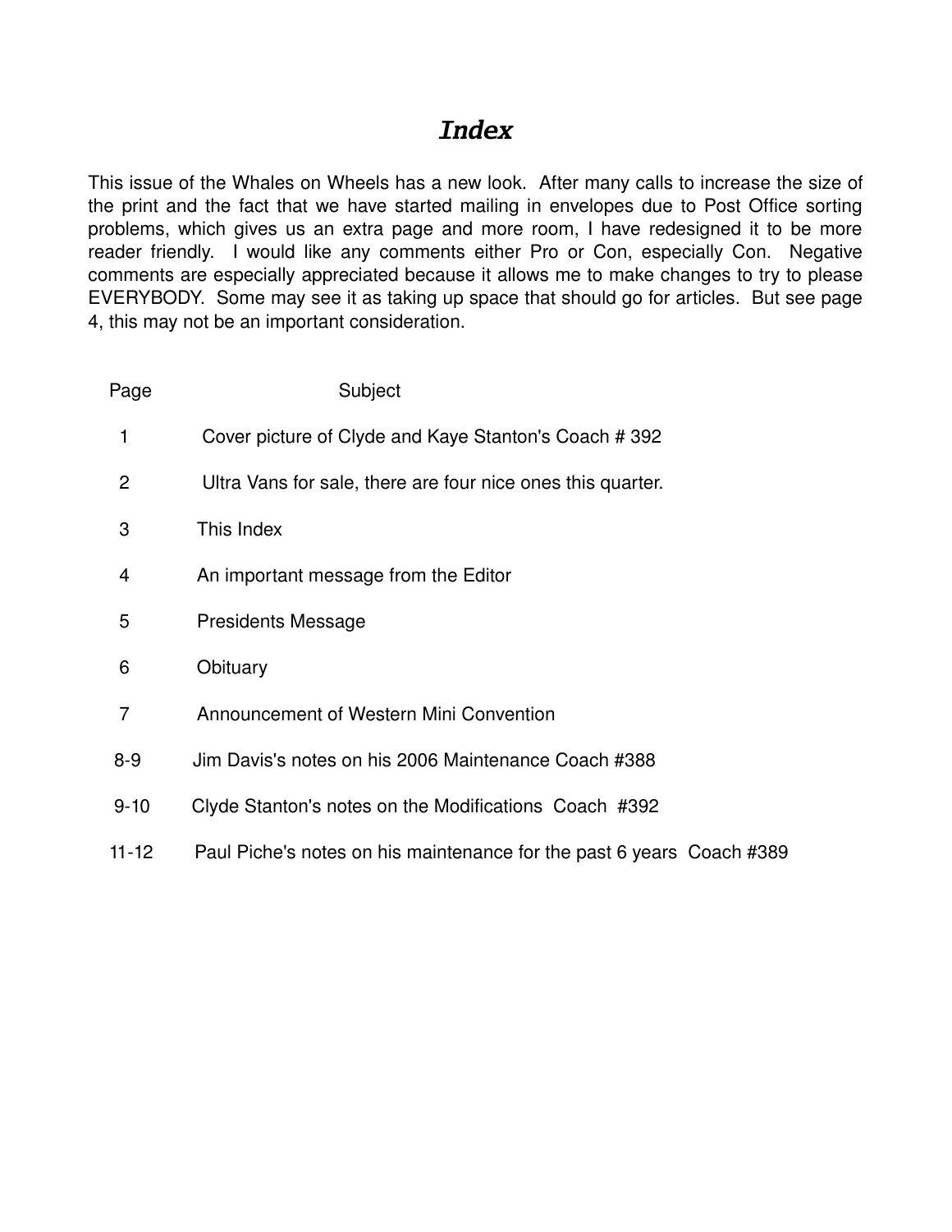# *Index*

This issue of the Whales on Wheels has a new look. After many calls to increase the size of the print and the fact that we have started mailing in envelopes due to Post Office sorting problems, which gives us an extra page and more room, I have redesigned it to be more reader friendly. I would like any comments either Pro or Con, especially Con. Negative comments are especially appreciated because it allows me to make changes to try to please EVERYBODY. Some may see it as taking up space that should go for articles. But see page 4, this may not be an important consideration.

| Page | Subject |
|---|---|
| 1 | Cover picture of Clyde and Kaye Stanton's Coach # 392 |
| 2 | Ultra Vans for sale, there are four nice ones this quarter. |
| 3 | This Index |
| 4 | An important message from the Editor |
| 5 | Presidents Message |
| 6 | Obituary |
| 7 | Announcement of Western Mini Convention |
| 8-9 | Jim Davis's notes on his 2006 Maintenance Coach #388 |
| 9-10 | Clyde Stanton's notes on the Modifications Coach #392 |
| 11-12 | Paul Piche's notes on his maintenance for the past 6 years Coach #389 |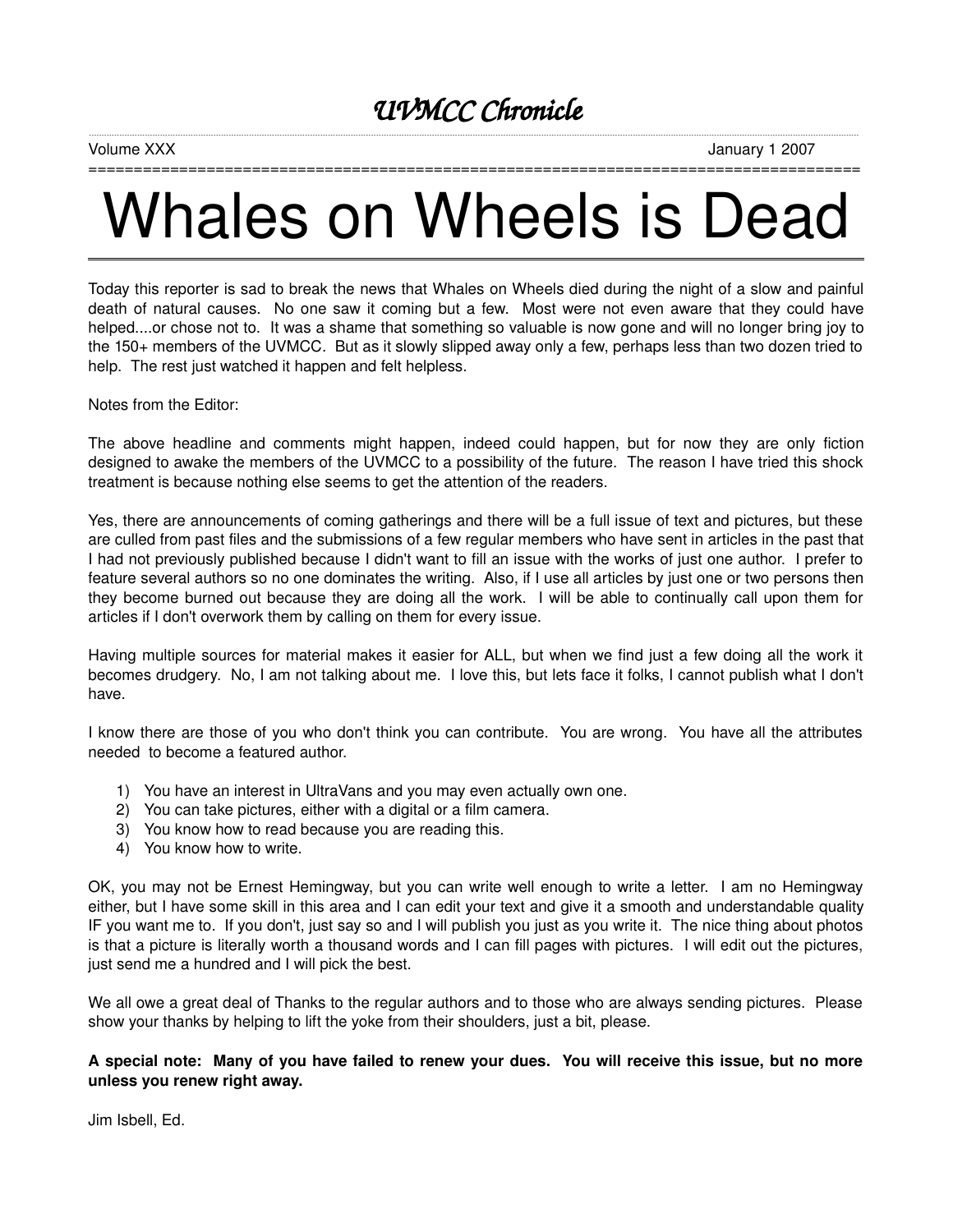# *UVMCC Chronicle*

Volume XXX January 1 2007

# Whales on Wheels is Dead

Today this reporter is sad to break the news that Whales on Wheels died during the night of a slow and painful death of natural causes. No one saw it coming but a few. Most were not even aware that they could have helped....or chose not to. It was a shame that something so valuable is now gone and will no longer bring joy to the 150+ members of the UVMCC. But as it slowly slipped away only a few, perhaps less than two dozen tried to help. The rest just watched it happen and felt helpless.

Notes from the Editor:

The above headline and comments might happen, indeed could happen, but for now they are only fiction designed to awake the members of the UVMCC to a possibility of the future. The reason I have tried this shock treatment is because nothing else seems to get the attention of the readers.

Yes, there are announcements of coming gatherings and there will be a full issue of text and pictures, but these are culled from past files and the submissions of a few regular members who have sent in articles in the past that I had not previously published because I didn't want to fill an issue with the works of just one author. I prefer to feature several authors so no one dominates the writing. Also, if I use all articles by just one or two persons then they become burned out because they are doing all the work. I will be able to continually call upon them for articles if I don't overwork them by calling on them for every issue.

Having multiple sources for material makes it easier for ALL, but when we find just a few doing all the work it becomes drudgery. No, I am not talking about me. I love this, but lets face it folks, I cannot publish what I don't have.

I know there are those of you who don't think you can contribute. You are wrong. You have all the attributes needed to become a featured author.

1) You have an interest in UltraVans and you may even actually own one.
2) You can take pictures, either with a digital or a film camera.
3) You know how to read because you are reading this.
4) You know how to write.

OK, you may not be Ernest Hemingway, but you can write well enough to write a letter. I am no Hemingway either, but I have some skill in this area and I can edit your text and give it a smooth and understandable quality IF you want me to. If you don't, just say so and I will publish you just as you write it. The nice thing about photos is that a picture is literally worth a thousand words and I can fill pages with pictures. I will edit out the pictures, just send me a hundred and I will pick the best.

We all owe a great deal of Thanks to the regular authors and to those who are always sending pictures. Please show your thanks by helping to lift the yoke from their shoulders, just a bit, please.

**A special note: Many of you have failed to renew your dues. You will receive this issue, but no more unless you renew right away.**

Jim Isbell, Ed.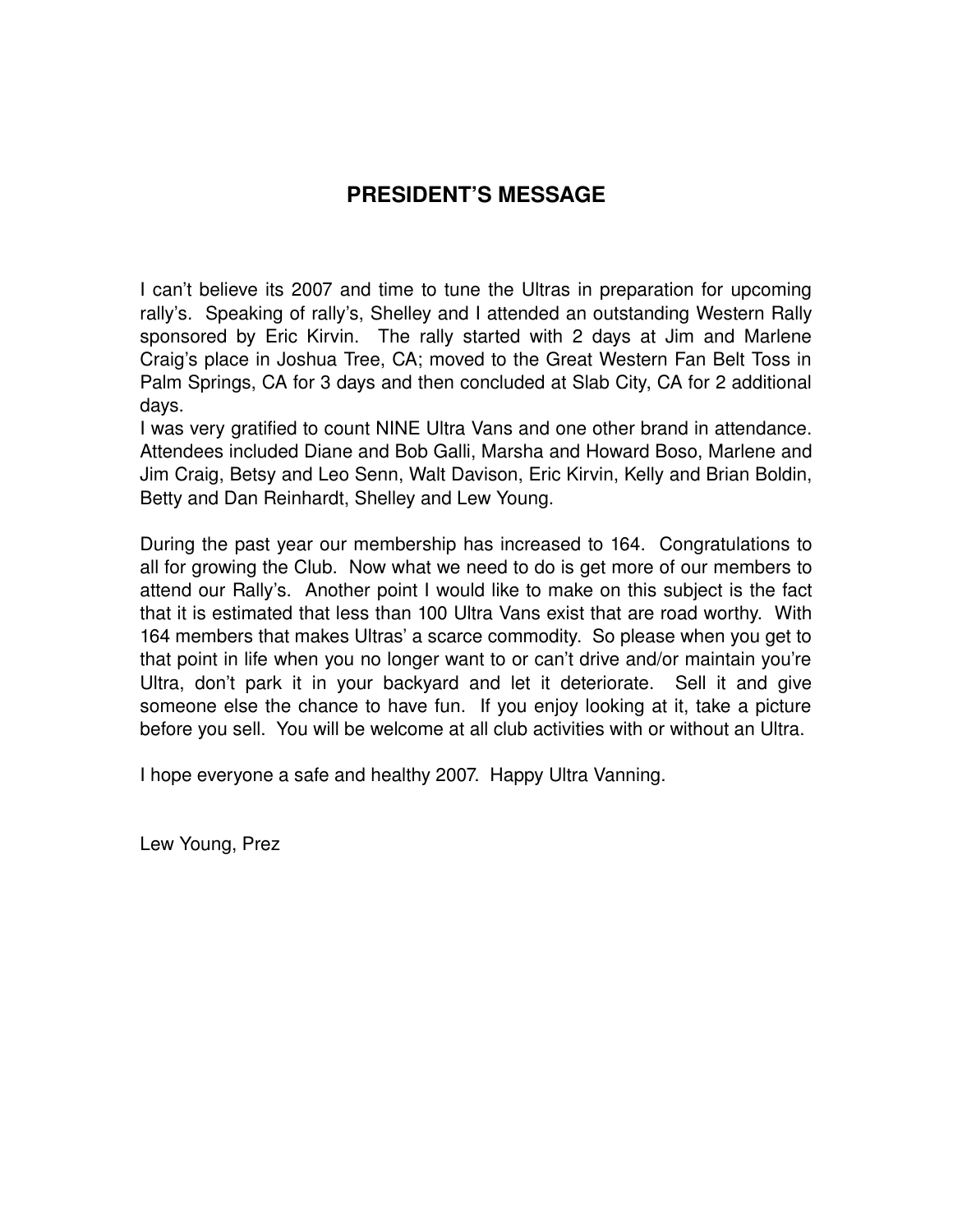## PRESIDENT'S MESSAGE

I can't believe its 2007 and time to tune the Ultras in preparation for upcoming rally's. Speaking of rally's, Shelley and I attended an outstanding Western Rally sponsored by Eric Kirvin. The rally started with 2 days at Jim and Marlene Craig's place in Joshua Tree, CA; moved to the Great Western Fan Belt Toss in Palm Springs, CA for 3 days and then concluded at Slab City, CA for 2 additional days.

I was very gratified to count NINE Ultra Vans and one other brand in attendance. Attendees included Diane and Bob Galli, Marsha and Howard Boso, Marlene and Jim Craig, Betsy and Leo Senn, Walt Davison, Eric Kirvin, Kelly and Brian Boldin, Betty and Dan Reinhardt, Shelley and Lew Young.

During the past year our membership has increased to 164. Congratulations to all for growing the Club. Now what we need to do is get more of our members to attend our Rally's. Another point I would like to make on this subject is the fact that it is estimated that less than 100 Ultra Vans exist that are road worthy. With 164 members that makes Ultras' a scarce commodity. So please when you get to that point in life when you no longer want to or can't drive and/or maintain you're Ultra, don't park it in your backyard and let it deteriorate. Sell it and give someone else the chance to have fun. If you enjoy looking at it, take a picture before you sell. You will be welcome at all club activities with or without an Ultra.

I hope everyone a safe and healthy 2007. Happy Ultra Vanning.

Lew Young, Prez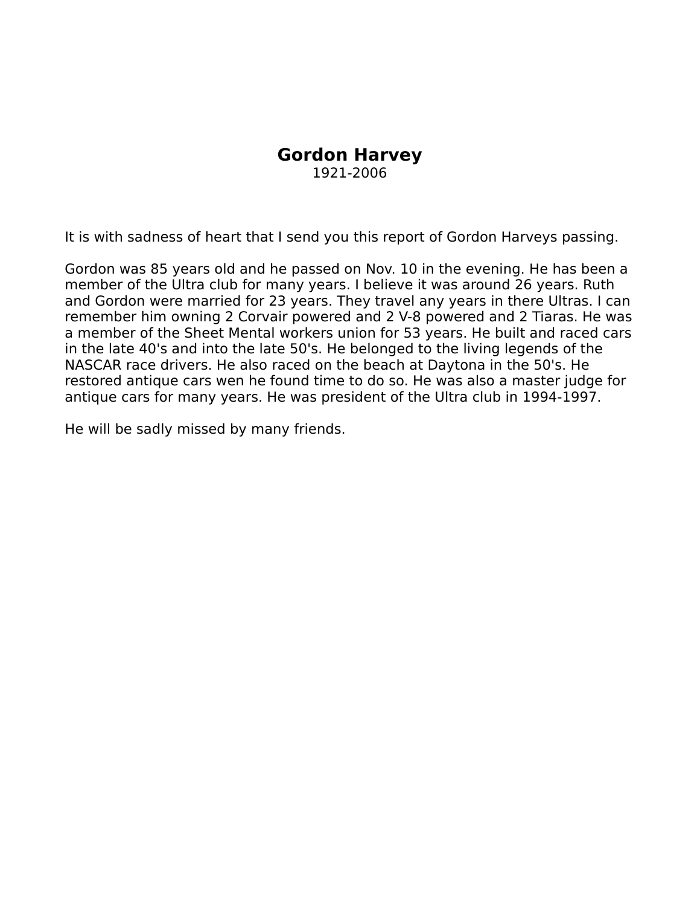# Gordon Harvey

1921-2006

It is with sadness of heart that I send you this report of Gordon Harveys passing.

Gordon was 85 years old and he passed on Nov. 10 in the evening. He has been a member of the Ultra club for many years. I believe it was around 26 years. Ruth and Gordon were married for 23 years. They travel any years in there Ultras. I can remember him owning 2 Corvair powered and 2 V-8 powered and 2 Tiaras. He was a member of the Sheet Mental workers union for 53 years. He built and raced cars in the late 40's and into the late 50's. He belonged to the living legends of the NASCAR race drivers. He also raced on the beach at Daytona in the 50's. He restored antique cars wen he found time to do so. He was also a master judge for antique cars for many years. He was president of the Ultra club in 1994-1997.

He will be sadly missed by many friends.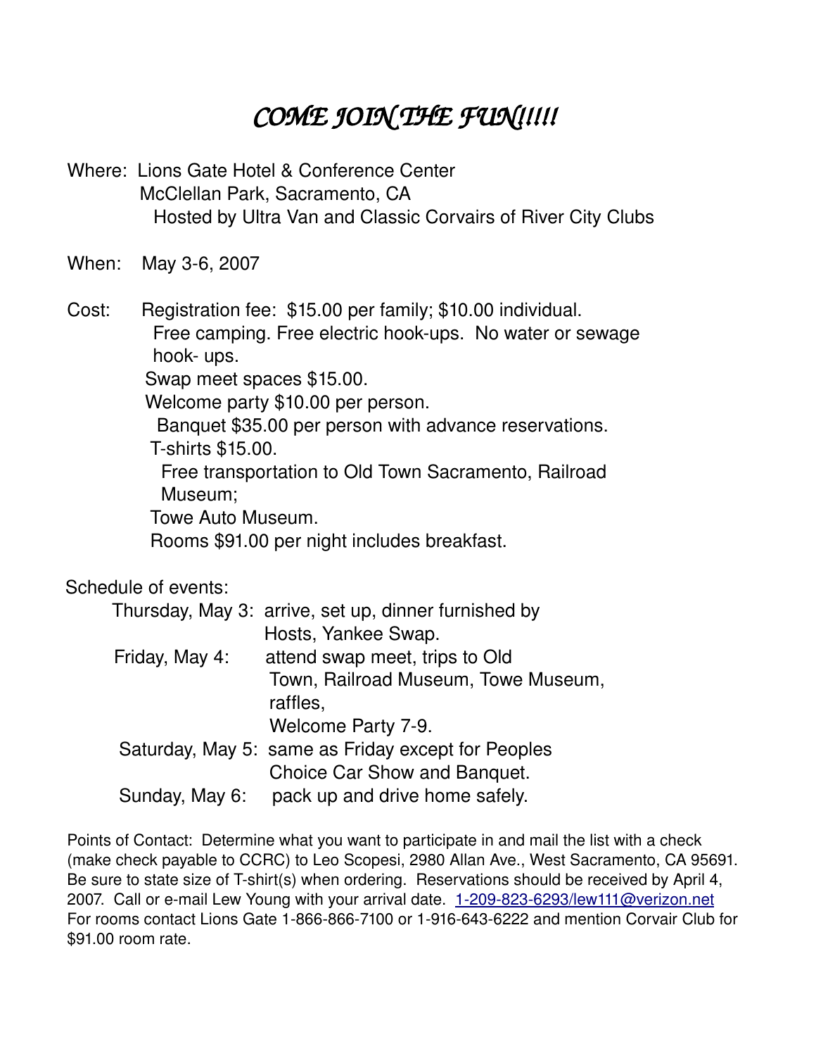# *COME JOIN THE FUN!!!!!*

Where: Lions Gate Hotel & Conference Center
McClellan Park, Sacramento, CA
Hosted by Ultra Van and Classic Corvairs of River City Clubs

When: May 3-6, 2007

Cost: Registration fee: $15.00 per family; $10.00 individual.
Free camping. Free electric hook-ups. No water or sewage hook- ups.
Swap meet spaces $15.00.
Welcome party $10.00 per person.
Banquet $35.00 per person with advance reservations.
T-shirts $15.00.
Free transportation to Old Town Sacramento, Railroad Museum;
Towe Auto Museum.
Rooms $91.00 per night includes breakfast.

Schedule of events:

- Thursday, May 3: arrive, set up, dinner furnished by Hosts, Yankee Swap.
- Friday, May 4: attend swap meet, trips to Old Town, Railroad Museum, Towe Museum, raffles, Welcome Party 7-9.
- Saturday, May 5: same as Friday except for Peoples Choice Car Show and Banquet.
- Sunday, May 6: pack up and drive home safely.

Points of Contact: Determine what you want to participate in and mail the list with a check (make check payable to CCRC) to Leo Scopesi, 2980 Allan Ave., West Sacramento, CA 95691. Be sure to state size of T-shirt(s) when ordering. Reservations should be received by April 4, 2007. Call or e-mail Lew Young with your arrival date. 1-209-823-6293/lew111@verizon.net
For rooms contact Lions Gate 1-866-866-7100 or 1-916-643-6222 and mention Corvair Club for $91.00 room rate.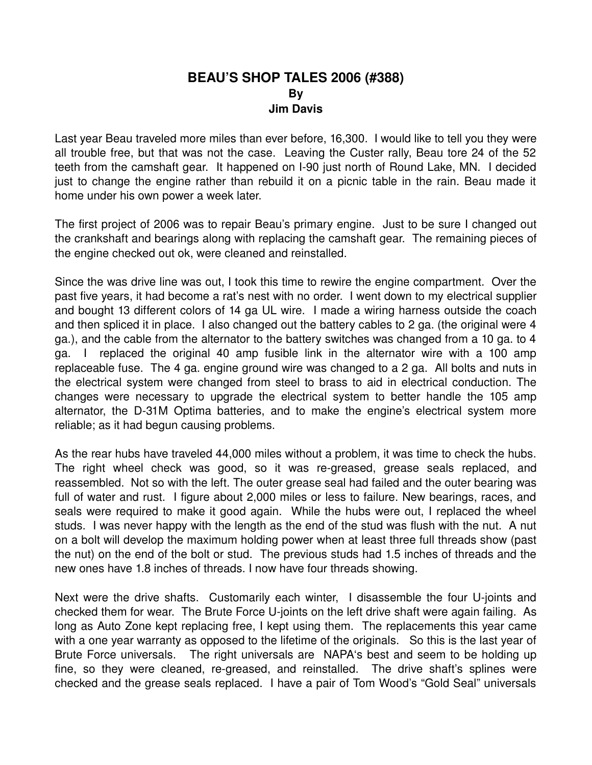# BEAU'S SHOP TALES 2006 (#388)

**By**

**Jim Davis**

Last year Beau traveled more miles than ever before, 16,300. I would like to tell you they were all trouble free, but that was not the case. Leaving the Custer rally, Beau tore 24 of the 52 teeth from the camshaft gear. It happened on I-90 just north of Round Lake, MN. I decided just to change the engine rather than rebuild it on a picnic table in the rain. Beau made it home under his own power a week later.

The first project of 2006 was to repair Beau's primary engine. Just to be sure I changed out the crankshaft and bearings along with replacing the camshaft gear. The remaining pieces of the engine checked out ok, were cleaned and reinstalled.

Since the was drive line was out, I took this time to rewire the engine compartment. Over the past five years, it had become a rat's nest with no order. I went down to my electrical supplier and bought 13 different colors of 14 ga UL wire. I made a wiring harness outside the coach and then spliced it in place. I also changed out the battery cables to 2 ga. (the original were 4 ga.), and the cable from the alternator to the battery switches was changed from a 10 ga. to 4 ga. I replaced the original 40 amp fusible link in the alternator wire with a 100 amp replaceable fuse. The 4 ga. engine ground wire was changed to a 2 ga. All bolts and nuts in the electrical system were changed from steel to brass to aid in electrical conduction. The changes were necessary to upgrade the electrical system to better handle the 105 amp alternator, the D-31M Optima batteries, and to make the engine's electrical system more reliable; as it had begun causing problems.

As the rear hubs have traveled 44,000 miles without a problem, it was time to check the hubs. The right wheel check was good, so it was re-greased, grease seals replaced, and reassembled. Not so with the left. The outer grease seal had failed and the outer bearing was full of water and rust. I figure about 2,000 miles or less to failure. New bearings, races, and seals were required to make it good again. While the hubs were out, I replaced the wheel studs. I was never happy with the length as the end of the stud was flush with the nut. A nut on a bolt will develop the maximum holding power when at least three full threads show (past the nut) on the end of the bolt or stud. The previous studs had 1.5 inches of threads and the new ones have 1.8 inches of threads. I now have four threads showing.

Next were the drive shafts. Customarily each winter, I disassemble the four U-joints and checked them for wear. The Brute Force U-joints on the left drive shaft were again failing. As long as Auto Zone kept replacing free, I kept using them. The replacements this year came with a one year warranty as opposed to the lifetime of the originals. So this is the last year of Brute Force universals. The right universals are NAPA's best and seem to be holding up fine, so they were cleaned, re-greased, and reinstalled. The drive shaft's splines were checked and the grease seals replaced. I have a pair of Tom Wood's "Gold Seal" universals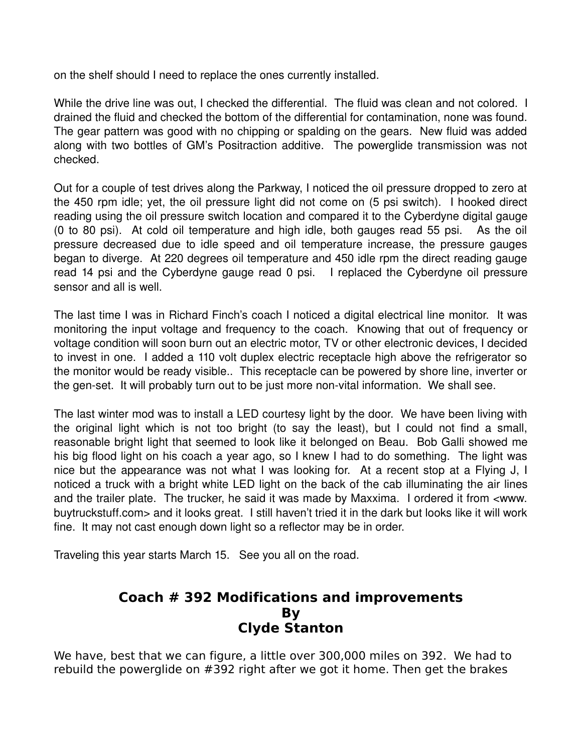on the shelf should I need to replace the ones currently installed.

While the drive line was out, I checked the differential. The fluid was clean and not colored. I drained the fluid and checked the bottom of the differential for contamination, none was found. The gear pattern was good with no chipping or spalding on the gears. New fluid was added along with two bottles of GM's Positraction additive. The powerglide transmission was not checked.

Out for a couple of test drives along the Parkway, I noticed the oil pressure dropped to zero at the 450 rpm idle; yet, the oil pressure light did not come on (5 psi switch). I hooked direct reading using the oil pressure switch location and compared it to the Cyberdyne digital gauge (0 to 80 psi). At cold oil temperature and high idle, both gauges read 55 psi. As the oil pressure decreased due to idle speed and oil temperature increase, the pressure gauges began to diverge. At 220 degrees oil temperature and 450 idle rpm the direct reading gauge read 14 psi and the Cyberdyne gauge read 0 psi. I replaced the Cyberdyne oil pressure sensor and all is well.

The last time I was in Richard Finch's coach I noticed a digital electrical line monitor. It was monitoring the input voltage and frequency to the coach. Knowing that out of frequency or voltage condition will soon burn out an electric motor, TV or other electronic devices, I decided to invest in one. I added a 110 volt duplex electric receptacle high above the refrigerator so the monitor would be ready visible.. This receptacle can be powered by shore line, inverter or the gen-set. It will probably turn out to be just more non-vital information. We shall see.

The last winter mod was to install a LED courtesy light by the door. We have been living with the original light which is not too bright (to say the least), but I could not find a small, reasonable bright light that seemed to look like it belonged on Beau. Bob Galli showed me his big flood light on his coach a year ago, so I knew I had to do something. The light was nice but the appearance was not what I was looking for. At a recent stop at a Flying J, I noticed a truck with a bright white LED light on the back of the cab illuminating the air lines and the trailer plate. The trucker, he said it was made by Maxxima. I ordered it from <www.buytruckstuff.com> and it looks great. I still haven't tried it in the dark but looks like it will work fine. It may not cast enough down light so a reflector may be in order.

Traveling this year starts March 15. See you all on the road.

## Coach # 392 Modifications and improvements
## By
## Clyde Stanton

We have, best that we can figure, a little over 300,000 miles on 392. We had to rebuild the powerglide on #392 right after we got it home. Then get the brakes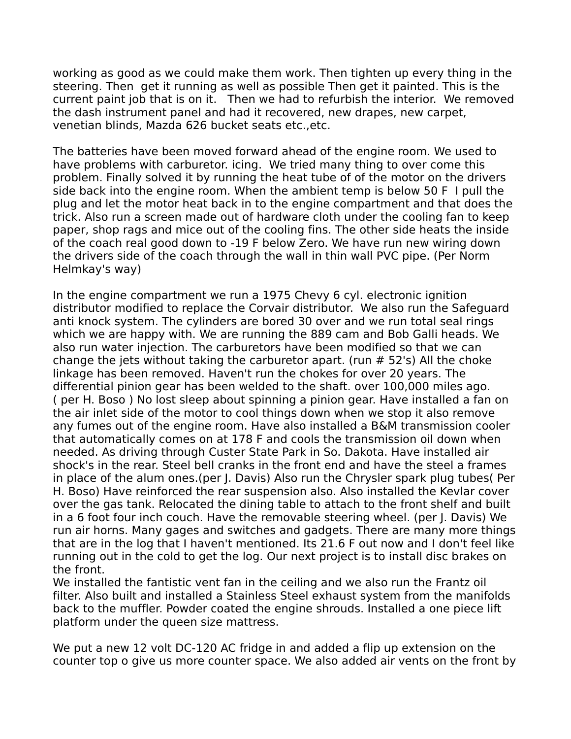working as good as we could make them work. Then tighten up every thing in the steering. Then get it running as well as possible Then get it painted. This is the current paint job that is on it. Then we had to refurbish the interior. We removed the dash instrument panel and had it recovered, new drapes, new carpet, venetian blinds, Mazda 626 bucket seats etc.,etc.

The batteries have been moved forward ahead of the engine room. We used to have problems with carburetor. icing. We tried many thing to over come this problem. Finally solved it by running the heat tube of of the motor on the drivers side back into the engine room. When the ambient temp is below 50 F I pull the plug and let the motor heat back in to the engine compartment and that does the trick. Also run a screen made out of hardware cloth under the cooling fan to keep paper, shop rags and mice out of the cooling fins. The other side heats the inside of the coach real good down to -19 F below Zero. We have run new wiring down the drivers side of the coach through the wall in thin wall PVC pipe. (Per Norm Helmkay's way)

In the engine compartment we run a 1975 Chevy 6 cyl. electronic ignition distributor modified to replace the Corvair distributor. We also run the Safeguard anti knock system. The cylinders are bored 30 over and we run total seal rings which we are happy with. We are running the 889 cam and Bob Galli heads. We also run water injection. The carburetors have been modified so that we can change the jets without taking the carburetor apart. (run # 52's) All the choke linkage has been removed. Haven't run the chokes for over 20 years. The differential pinion gear has been welded to the shaft. over 100,000 miles ago. ( per H. Boso ) No lost sleep about spinning a pinion gear. Have installed a fan on the air inlet side of the motor to cool things down when we stop it also remove any fumes out of the engine room. Have also installed a B&M transmission cooler that automatically comes on at 178 F and cools the transmission oil down when needed. As driving through Custer State Park in So. Dakota. Have installed air shock's in the rear. Steel bell cranks in the front end and have the steel a frames in place of the alum ones.(per J. Davis) Also run the Chrysler spark plug tubes( Per H. Boso) Have reinforced the rear suspension also. Also installed the Kevlar cover over the gas tank. Relocated the dining table to attach to the front shelf and built in a 6 foot four inch couch. Have the removable steering wheel. (per J. Davis) We run air horns. Many gages and switches and gadgets. There are many more things that are in the log that I haven't mentioned. Its 21.6 F out now and I don't feel like running out in the cold to get the log. Our next project is to install disc brakes on the front.
We installed the fantistic vent fan in the ceiling and we also run the Frantz oil filter. Also built and installed a Stainless Steel exhaust system from the manifolds back to the muffler. Powder coated the engine shrouds. Installed a one piece lift platform under the queen size mattress.

We put a new 12 volt DC-120 AC fridge in and added a flip up extension on the counter top o give us more counter space. We also added air vents on the front by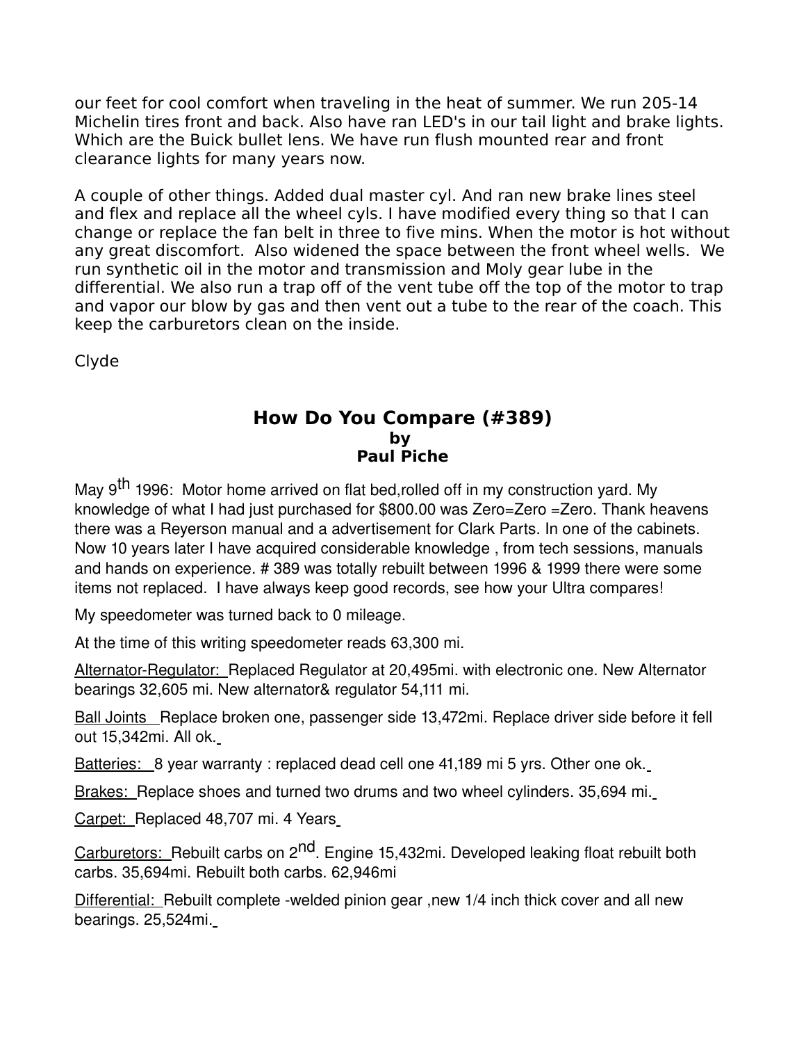our feet for cool comfort when traveling in the heat of summer. We run 205-14 Michelin tires front and back. Also have ran LED's in our tail light and brake lights. Which are the Buick bullet lens. We have run flush mounted rear and front clearance lights for many years now.

A couple of other things. Added dual master cyl. And ran new brake lines steel and flex and replace all the wheel cyls. I have modified every thing so that I can change or replace the fan belt in three to five mins. When the motor is hot without any great discomfort. Also widened the space between the front wheel wells. We run synthetic oil in the motor and transmission and Moly gear lube in the differential. We also run a trap off of the vent tube off the top of the motor to trap and vapor our blow by gas and then vent out a tube to the rear of the coach. This keep the carburetors clean on the inside.

Clyde

## How Do You Compare (#389)
### by
### Paul Piche

May 9th 1996: Motor home arrived on flat bed,rolled off in my construction yard. My knowledge of what I had just purchased for $800.00 was Zero=Zero =Zero. Thank heavens there was a Reyerson manual and a advertisement for Clark Parts. In one of the cabinets. Now 10 years later I have acquired considerable knowledge , from tech sessions, manuals and hands on experience. # 389 was totally rebuilt between 1996 & 1999 there were some items not replaced. I have always keep good records, see how your Ultra compares!

My speedometer was turned back to 0 mileage.

At the time of this writing speedometer reads 63,300 mi.

Alternator-Regulator: Replaced Regulator at 20,495mi. with electronic one. New Alternator bearings 32,605 mi. New alternator& regulator 54,111 mi.

Ball Joints Replace broken one, passenger side 13,472mi. Replace driver side before it fell out 15,342mi. All ok.

Batteries: 8 year warranty : replaced dead cell one 41,189 mi 5 yrs. Other one ok.

Brakes: Replace shoes and turned two drums and two wheel cylinders. 35,694 mi.

Carpet: Replaced 48,707 mi. 4 Years

Carburetors: Rebuilt carbs on 2nd. Engine 15,432mi. Developed leaking float rebuilt both carbs. 35,694mi. Rebuilt both carbs. 62,946mi

Differential: Rebuilt complete -welded pinion gear ,new 1/4 inch thick cover and all new bearings. 25,524mi.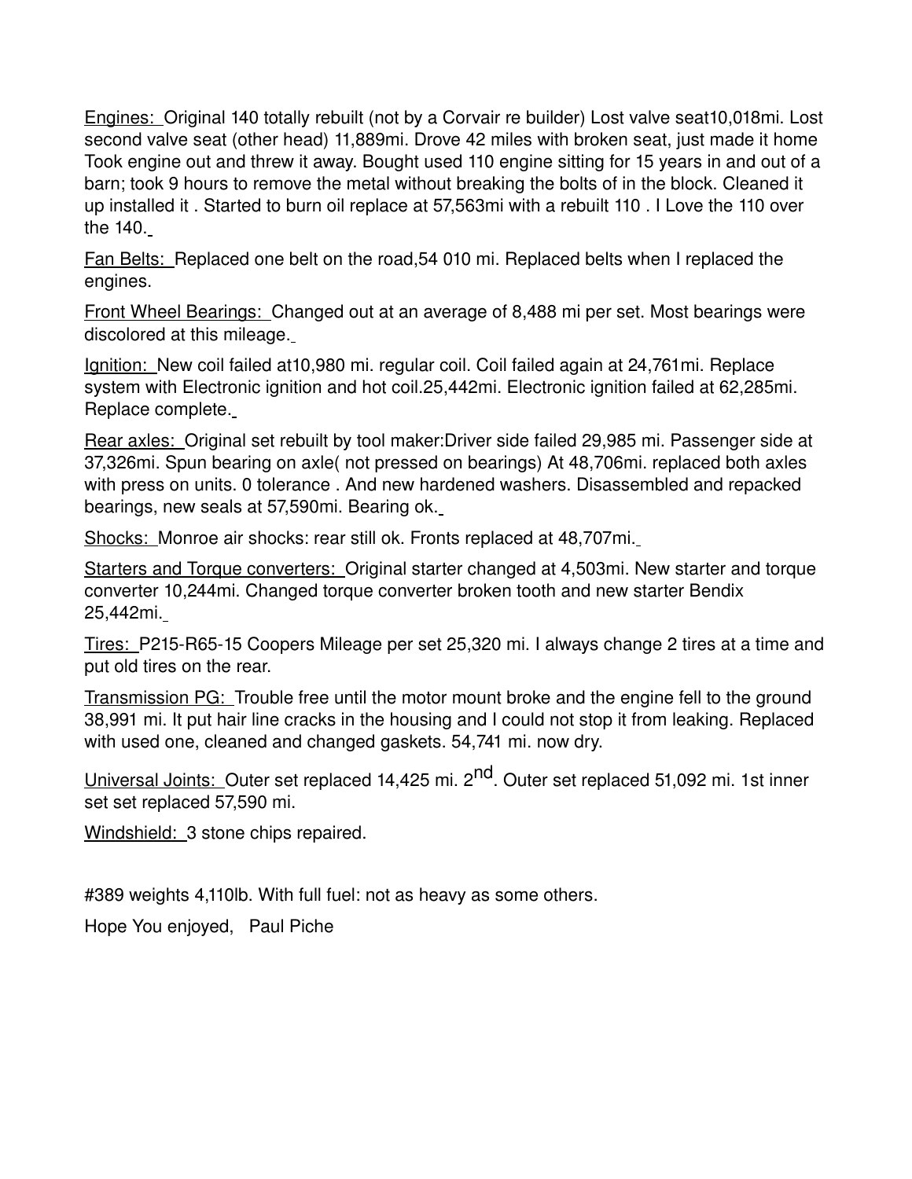Engines: Original 140 totally rebuilt (not by a Corvair re builder) Lost valve seat10,018mi. Lost second valve seat (other head) 11,889mi. Drove 42 miles with broken seat, just made it home Took engine out and threw it away. Bought used 110 engine sitting for 15 years in and out of a barn; took 9 hours to remove the metal without breaking the bolts of in the block. Cleaned it up installed it . Started to burn oil replace at 57,563mi with a rebuilt 110 . I Love the 110 over the 140.

Fan Belts: Replaced one belt on the road,54 010 mi. Replaced belts when I replaced the engines.

Front Wheel Bearings: Changed out at an average of 8,488 mi per set. Most bearings were discolored at this mileage.

Ignition: New coil failed at10,980 mi. regular coil. Coil failed again at 24,761mi. Replace system with Electronic ignition and hot coil.25,442mi. Electronic ignition failed at 62,285mi. Replace complete.

Rear axles: Original set rebuilt by tool maker:Driver side failed 29,985 mi. Passenger side at 37,326mi. Spun bearing on axle( not pressed on bearings) At 48,706mi. replaced both axles with press on units. 0 tolerance . And new hardened washers. Disassembled and repacked bearings, new seals at 57,590mi. Bearing ok.

Shocks: Monroe air shocks: rear still ok. Fronts replaced at 48,707mi.

Starters and Torque converters: Original starter changed at 4,503mi. New starter and torque converter 10,244mi. Changed torque converter broken tooth and new starter Bendix 25,442mi.

Tires: P215-R65-15 Coopers Mileage per set 25,320 mi. I always change 2 tires at a time and put old tires on the rear.

Transmission PG: Trouble free until the motor mount broke and the engine fell to the ground 38,991 mi. It put hair line cracks in the housing and I could not stop it from leaking. Replaced with used one, cleaned and changed gaskets. 54,741 mi. now dry.

Universal Joints: Outer set replaced 14,425 mi. 2nd. Outer set replaced 51,092 mi. 1st inner set set replaced 57,590 mi.

Windshield: 3 stone chips repaired.

#389 weights 4,110lb. With full fuel: not as heavy as some others.

Hope You enjoyed, Paul Piche